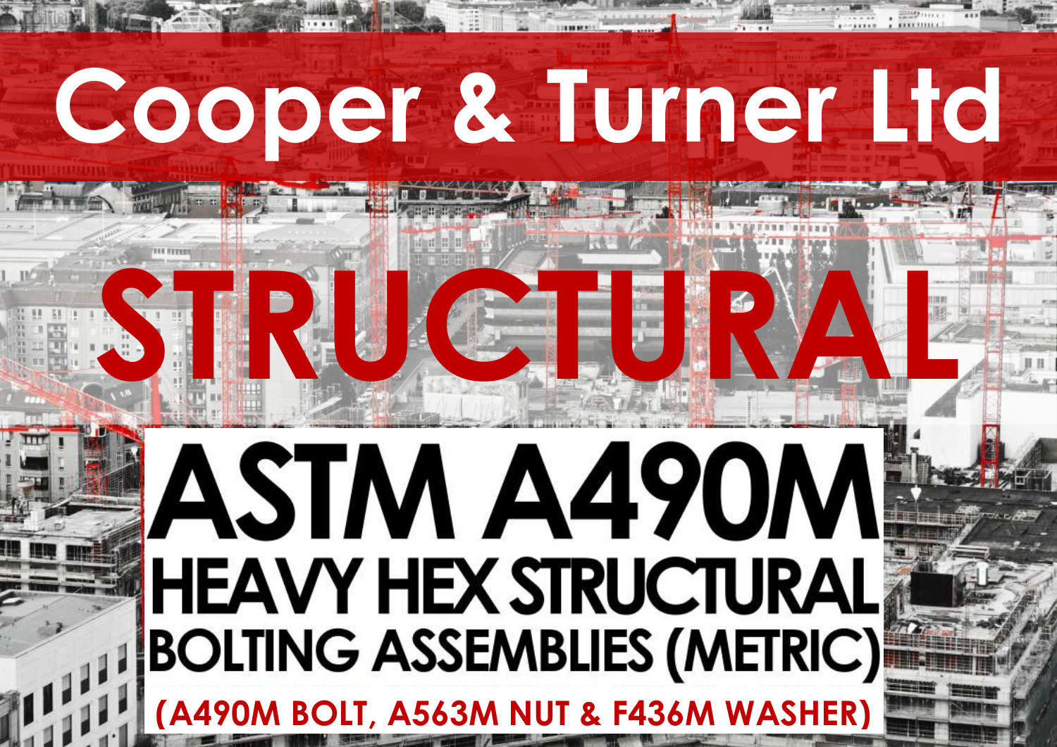# Cooper & Turner Ltd

# STRUCTURAL

# ASTM A490M

## HEAVY HEX STRUCTURAL BOLTING ASSEMBLIES (METRIC)

**(A490M BOLT, A563M NUT & F436M WASHER)**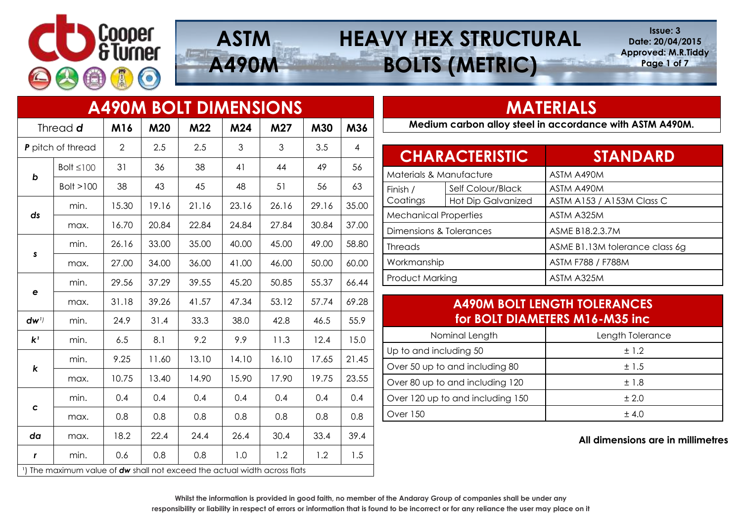# ASTM A490M HEAVY HEX STRUCTURAL BOLTS (METRIC)

Issue: 3
Date: 20/04/2015
Approved: M.R.Tiddy

## A490M BOLT DIMENSIONS

| Thread ***d*** | | M16 | M20 | M22 | M24 | M27 | M30 | M36 |
|---|---|---|---|---|---|---|---|---|
| ***P*** pitch of thread | | 2 | 2.5 | 2.5 | 3 | 3 | 3.5 | 4 |
| ***b*** | Bolt ≤100 | 31 | 36 | 38 | 41 | 44 | 49 | 56 |
| | Bolt >100 | 38 | 43 | 45 | 48 | 51 | 56 | 63 |
| ***ds*** | min. | 15.30 | 19.16 | 21.16 | 23.16 | 26.16 | 29.16 | 35.00 |
| | max. | 16.70 | 20.84 | 22.84 | 24.84 | 27.84 | 30.84 | 37.00 |
| ***s*** | min. | 26.16 | 33.00 | 35.00 | 40.00 | 45.00 | 49.00 | 58.80 |
| | max. | 27.00 | 34.00 | 36.00 | 41.00 | 46.00 | 50.00 | 60.00 |
| ***e*** | min. | 29.56 | 37.29 | 39.55 | 45.20 | 50.85 | 55.37 | 66.44 |
| | max. | 31.18 | 39.26 | 41.57 | 47.34 | 53.12 | 57.74 | 69.28 |
| ***dw***[1] | min. | 24.9 | 31.4 | 33.3 | 38.0 | 42.8 | 46.5 | 55.9 |
| ***k'*** | min. | 6.5 | 8.1 | 9.2 | 9.9 | 11.3 | 12.4 | 15.0 |
| ***k*** | min. | 9.25 | 11.60 | 13.10 | 14.10 | 16.10 | 17.65 | 21.45 |
| | max. | 10.75 | 13.40 | 14.90 | 15.90 | 17.90 | 19.75 | 23.55 |
| ***c*** | min. | 0.4 | 0.4 | 0.4 | 0.4 | 0.4 | 0.4 | 0.4 |
| | max. | 0.8 | 0.8 | 0.8 | 0.8 | 0.8 | 0.8 | 0.8 |
| ***da*** | max. | 18.2 | 22.4 | 24.4 | 26.4 | 30.4 | 33.4 | 39.4 |
| ***r*** | min. | 0.6 | 0.8 | 0.8 | 1.0 | 1.2 | 1.2 | 1.5 |

[1]) The maximum value of ***dw*** shall not exceed the actual width across flats

## MATERIALS

**Medium carbon alloy steel in accordance with ASTM A490M.**

| CHARACTERISTIC | | STANDARD |
|---|---|---|
| Materials & Manufacture | | ASTM A490M |
| Finish / Coatings | Self Colour/Black | ASTM A490M |
| | Hot Dip Galvanized | ASTM A153 / A153M Class C |
| Mechanical Properties | | ASTM A325M |
| Dimensions & Tolerances | | ASME B18.2.3.7M |
| Threads | | ASME B1.13M tolerance class 6g |
| Workmanship | | ASTM F788 / F788M |
| Product Marking | | ASTM A325M |

## A490M BOLT LENGTH TOLERANCES for BOLT DIAMETERS M16-M35 inc

| Nominal Length | Length Tolerance |
|---|---|
| Up to and including 50 | ± 1.2 |
| Over 50 up to and including 80 | ± 1.5 |
| Over 80 up to and including 120 | ± 1.8 |
| Over 120 up to and including 150 | ± 2.0 |
| Over 150 | ± 4.0 |

**All dimensions are in millimetres**

**Whilst the information is provided in good faith, no member of the Andaray Group of companies shall be under any responsibility or liability in respect of errors or information that is found to be incorrect or for any reliance the user may place on it**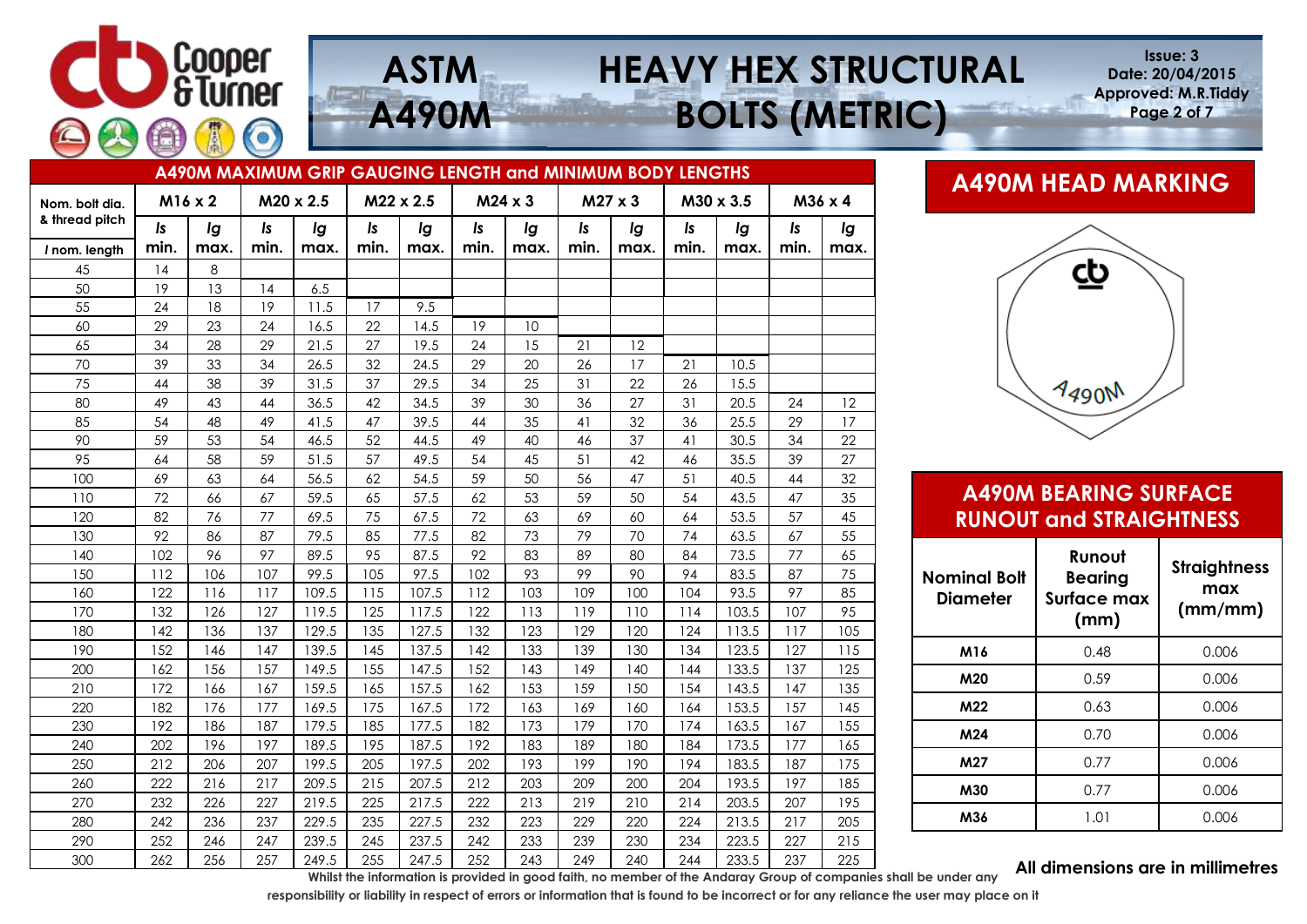# ASTM A490M HEAVY HEX STRUCTURAL BOLTS (METRIC)

## A490M MAXIMUM GRIP GAUGING LENGTH and MINIMUM BODY LENGTHS

| Nom. bolt dia. & thread pitch | M16 x 2 | | M20 x 2.5 | | M22 x 2.5 | | M24 x 3 | | M27 x 3 | | M30 x 3.5 | | M36 x 4 | |
|---|---|---|---|---|---|---|---|---|---|---|---|---|---|---|
| *l* nom. length | *ls* min. | *lg* max. | *ls* min. | *lg* max. | *ls* min. | *lg* max. | *ls* min. | *lg* max. | *ls* min. | *lg* max. | *ls* min. | *lg* max. | *ls* min. | *lg* max. |
| 45 | 14 | 8 | | | | | | | | | | | | |
| 50 | 19 | 13 | 14 | 6.5 | | | | | | | | | | |
| 55 | 24 | 18 | 19 | 11.5 | 17 | 9.5 | | | | | | | | |
| 60 | 29 | 23 | 24 | 16.5 | 22 | 14.5 | 19 | 10 | | | | | | |
| 65 | 34 | 28 | 29 | 21.5 | 27 | 19.5 | 24 | 15 | 21 | 12 | | | | |
| 70 | 39 | 33 | 34 | 26.5 | 32 | 24.5 | 29 | 20 | 26 | 17 | 21 | 10.5 | | |
| 75 | 44 | 38 | 39 | 31.5 | 37 | 29.5 | 34 | 25 | 31 | 22 | 26 | 15.5 | | |
| 80 | 49 | 43 | 44 | 36.5 | 42 | 34.5 | 39 | 30 | 36 | 27 | 31 | 20.5 | 24 | 12 |
| 85 | 54 | 48 | 49 | 41.5 | 47 | 39.5 | 44 | 35 | 41 | 32 | 36 | 25.5 | 29 | 17 |
| 90 | 59 | 53 | 54 | 46.5 | 52 | 44.5 | 49 | 40 | 46 | 37 | 41 | 30.5 | 34 | 22 |
| 95 | 64 | 58 | 59 | 51.5 | 57 | 49.5 | 54 | 45 | 51 | 42 | 46 | 35.5 | 39 | 27 |
| 100 | 69 | 63 | 64 | 56.5 | 62 | 54.5 | 59 | 50 | 56 | 47 | 51 | 40.5 | 44 | 32 |
| 110 | 72 | 66 | 67 | 59.5 | 65 | 57.5 | 62 | 53 | 59 | 50 | 54 | 43.5 | 47 | 35 |
| 120 | 82 | 76 | 77 | 69.5 | 75 | 67.5 | 72 | 63 | 69 | 60 | 64 | 53.5 | 57 | 45 |
| 130 | 92 | 86 | 87 | 79.5 | 85 | 77.5 | 82 | 73 | 79 | 70 | 74 | 63.5 | 67 | 55 |
| 140 | 102 | 96 | 97 | 89.5 | 95 | 87.5 | 92 | 83 | 89 | 80 | 84 | 73.5 | 77 | 65 |
| 150 | 112 | 106 | 107 | 99.5 | 105 | 97.5 | 102 | 93 | 99 | 90 | 94 | 83.5 | 87 | 75 |
| 160 | 122 | 116 | 117 | 109.5 | 115 | 107.5 | 112 | 103 | 109 | 100 | 104 | 93.5 | 97 | 85 |
| 170 | 132 | 126 | 127 | 119.5 | 125 | 117.5 | 122 | 113 | 119 | 110 | 114 | 103.5 | 107 | 95 |
| 180 | 142 | 136 | 137 | 129.5 | 135 | 127.5 | 132 | 123 | 129 | 120 | 124 | 113.5 | 117 | 105 |
| 190 | 152 | 146 | 147 | 139.5 | 145 | 137.5 | 142 | 133 | 139 | 130 | 134 | 123.5 | 127 | 115 |
| 200 | 162 | 156 | 157 | 149.5 | 155 | 147.5 | 152 | 143 | 149 | 140 | 144 | 133.5 | 137 | 125 |
| 210 | 172 | 166 | 167 | 159.5 | 165 | 157.5 | 162 | 153 | 159 | 150 | 154 | 143.5 | 147 | 135 |
| 220 | 182 | 176 | 177 | 169.5 | 175 | 167.5 | 172 | 163 | 169 | 160 | 164 | 153.5 | 157 | 145 |
| 230 | 192 | 186 | 187 | 179.5 | 185 | 177.5 | 182 | 173 | 179 | 170 | 174 | 163.5 | 167 | 155 |
| 240 | 202 | 196 | 197 | 189.5 | 195 | 187.5 | 192 | 183 | 189 | 180 | 184 | 173.5 | 177 | 165 |
| 250 | 212 | 206 | 207 | 199.5 | 205 | 197.5 | 202 | 193 | 199 | 190 | 194 | 183.5 | 187 | 175 |
| 260 | 222 | 216 | 217 | 209.5 | 215 | 207.5 | 212 | 203 | 209 | 200 | 204 | 193.5 | 197 | 185 |
| 270 | 232 | 226 | 227 | 219.5 | 225 | 217.5 | 222 | 213 | 219 | 210 | 214 | 203.5 | 207 | 195 |
| 280 | 242 | 236 | 237 | 229.5 | 235 | 227.5 | 232 | 223 | 229 | 220 | 224 | 213.5 | 217 | 205 |
| 290 | 252 | 246 | 247 | 239.5 | 245 | 237.5 | 242 | 233 | 239 | 230 | 234 | 223.5 | 227 | 215 |
| 300 | 262 | 256 | 257 | 249.5 | 255 | 247.5 | 252 | 243 | 249 | 240 | 244 | 233.5 | 237 | 225 |

## A490M HEAD MARKING

cb

A490M

## A490M BEARING SURFACE RUNOUT and STRAIGHTNESS

| Nominal Bolt Diameter | Runout Bearing Surface max (mm) | Straightness max (mm/mm) |
|---|---|---|
| M16 | 0.48 | 0.006 |
| M20 | 0.59 | 0.006 |
| M22 | 0.63 | 0.006 |
| M24 | 0.70 | 0.006 |
| M27 | 0.77 | 0.006 |
| M30 | 0.77 | 0.006 |
| M36 | 1.01 | 0.006 |

**All dimensions are in millimetres**

**Whilst the information is provided in good faith, no member of the Andaray Group of companies shall be under any responsibility or liability in respect of errors or information that is found to be incorrect or for any reliance the user may place on it**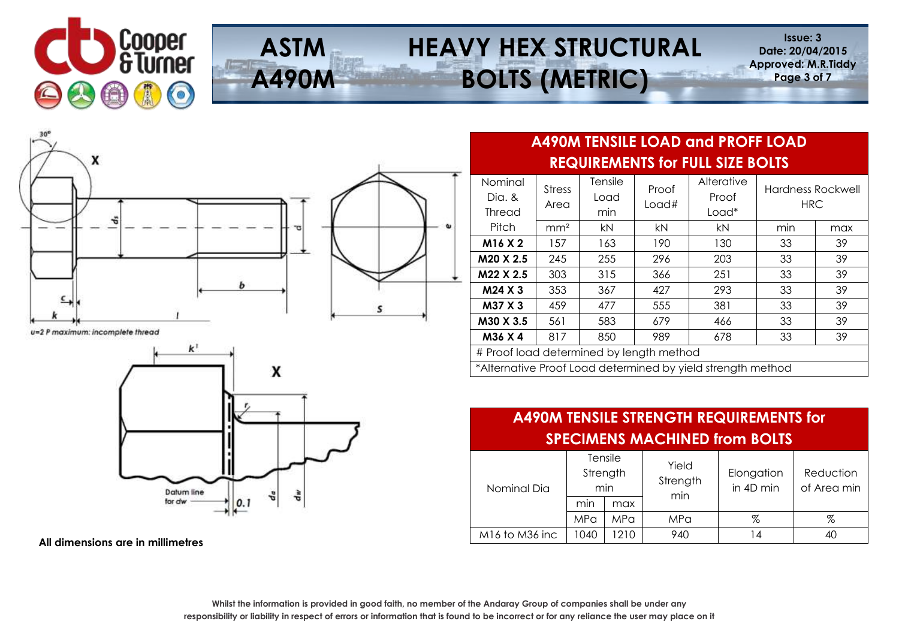# ASTM A490M HEAVY HEX STRUCTURAL BOLTS (METRIC)

Issue: 3
Date: 20/04/2015
Approved: M.R.Tiddy

u=2 P maximum: incomplete thread

**All dimensions are in millimetres**

## A490M TENSILE LOAD and PROFF LOAD REQUIREMENTS for FULL SIZE BOLTS

| Nominal Dia. & Thread Pitch | Stress Area | Tensile Load min | Proof Load# | Alterative Proof Load* | Hardness Rockwell HRC | |
|---|---|---|---|---|---|---|
| | mm² | kN | kN | kN | min | max |
| **M16 X 2** | 157 | 163 | 190 | 130 | 33 | 39 |
| **M20 X 2.5** | 245 | 255 | 296 | 203 | 33 | 39 |
| **M22 X 2.5** | 303 | 315 | 366 | 251 | 33 | 39 |
| **M24 X 3** | 353 | 367 | 427 | 293 | 33 | 39 |
| **M37 X 3** | 459 | 477 | 555 | 381 | 33 | 39 |
| **M30 X 3.5** | 561 | 583 | 679 | 466 | 33 | 39 |
| **M36 X 4** | 817 | 850 | 989 | 678 | 33 | 39 |
| # Proof load determined by length method | | | | | | |
| *Alternative Proof Load determined by yield strength method | | | | | | |

## A490M TENSILE STRENGTH REQUIREMENTS for SPECIMENS MACHINED from BOLTS

| Nominal Dia | Tensile Strength min | | Yield Strength min | Elongation in 4D min | Reduction of Area min |
|---|---|---|---|---|---|
| | min | max | | | |
| | MPa | MPa | MPa | % | % |
| M16 to M36 inc | 1040 | 1210 | 940 | 14 | 40 |

Whilst the information is provided in good faith, no member of the Andaray Group of companies shall be under any responsibility or liability in respect of errors or information that is found to be incorrect or for any reliance the user may place on it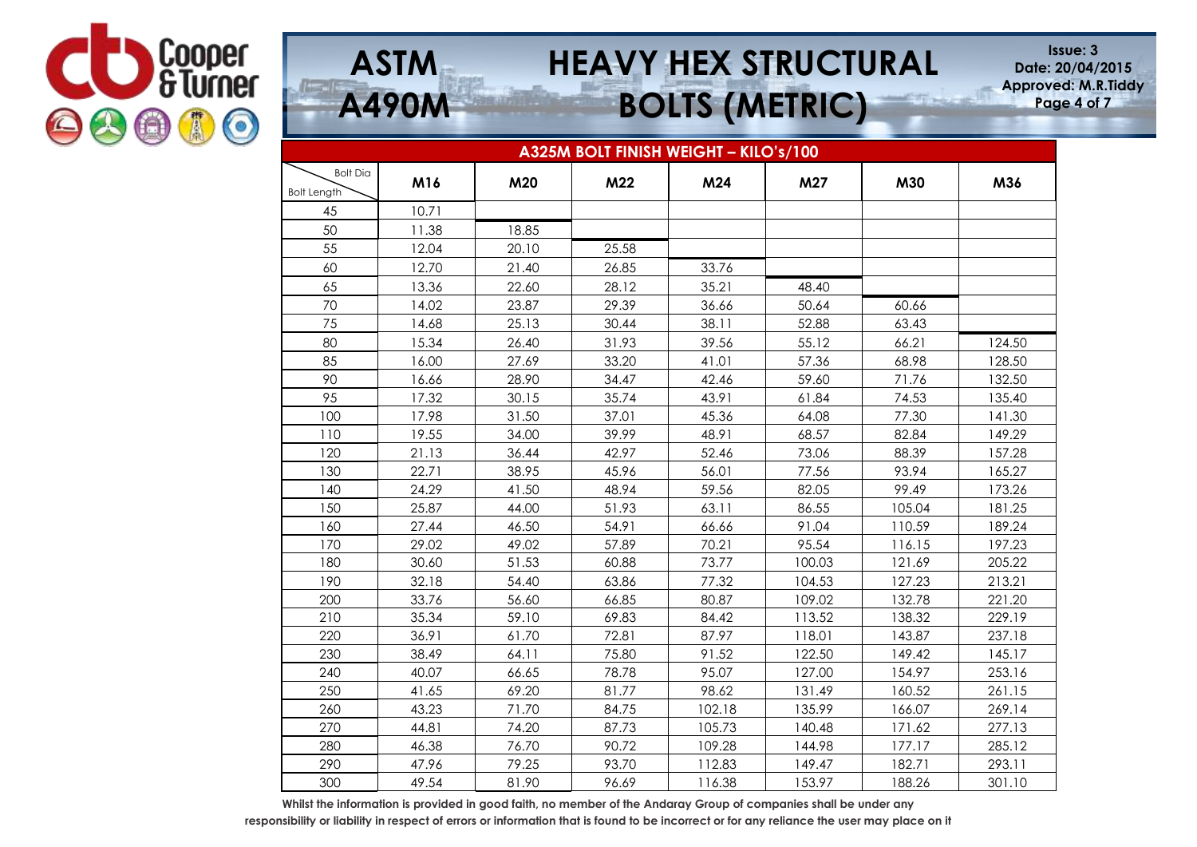# ASTM A490M HEAVY HEX STRUCTURAL BOLTS (METRIC)

Issue: 3
Date: 20/04/2015
Approved: M.R.Tiddy

## A325M BOLT FINISH WEIGHT – KILO's/100

| Bolt Dia / Bolt Length | M16 | M20 | M22 | M24 | M27 | M30 | M36 |
|---|---|---|---|---|---|---|---|
| 45 | 10.71 | | | | | | |
| 50 | 11.38 | 18.85 | | | | | |
| 55 | 12.04 | 20.10 | 25.58 | | | | |
| 60 | 12.70 | 21.40 | 26.85 | 33.76 | | | |
| 65 | 13.36 | 22.60 | 28.12 | 35.21 | 48.40 | | |
| 70 | 14.02 | 23.87 | 29.39 | 36.66 | 50.64 | 60.66 | |
| 75 | 14.68 | 25.13 | 30.44 | 38.11 | 52.88 | 63.43 | |
| 80 | 15.34 | 26.40 | 31.93 | 39.56 | 55.12 | 66.21 | 124.50 |
| 85 | 16.00 | 27.69 | 33.20 | 41.01 | 57.36 | 68.98 | 128.50 |
| 90 | 16.66 | 28.90 | 34.47 | 42.46 | 59.60 | 71.76 | 132.50 |
| 95 | 17.32 | 30.15 | 35.74 | 43.91 | 61.84 | 74.53 | 135.40 |
| 100 | 17.98 | 31.50 | 37.01 | 45.36 | 64.08 | 77.30 | 141.30 |
| 110 | 19.55 | 34.00 | 39.99 | 48.91 | 68.57 | 82.84 | 149.29 |
| 120 | 21.13 | 36.44 | 42.97 | 52.46 | 73.06 | 88.39 | 157.28 |
| 130 | 22.71 | 38.95 | 45.96 | 56.01 | 77.56 | 93.94 | 165.27 |
| 140 | 24.29 | 41.50 | 48.94 | 59.56 | 82.05 | 99.49 | 173.26 |
| 150 | 25.87 | 44.00 | 51.93 | 63.11 | 86.55 | 105.04 | 181.25 |
| 160 | 27.44 | 46.50 | 54.91 | 66.66 | 91.04 | 110.59 | 189.24 |
| 170 | 29.02 | 49.02 | 57.89 | 70.21 | 95.54 | 116.15 | 197.23 |
| 180 | 30.60 | 51.53 | 60.88 | 73.77 | 100.03 | 121.69 | 205.22 |
| 190 | 32.18 | 54.40 | 63.86 | 77.32 | 104.53 | 127.23 | 213.21 |
| 200 | 33.76 | 56.60 | 66.85 | 80.87 | 109.02 | 132.78 | 221.20 |
| 210 | 35.34 | 59.10 | 69.83 | 84.42 | 113.52 | 138.32 | 229.19 |
| 220 | 36.91 | 61.70 | 72.81 | 87.97 | 118.01 | 143.87 | 237.18 |
| 230 | 38.49 | 64.11 | 75.80 | 91.52 | 122.50 | 149.42 | 145.17 |
| 240 | 40.07 | 66.65 | 78.78 | 95.07 | 127.00 | 154.97 | 253.16 |
| 250 | 41.65 | 69.20 | 81.77 | 98.62 | 131.49 | 160.52 | 261.15 |
| 260 | 43.23 | 71.70 | 84.75 | 102.18 | 135.99 | 166.07 | 269.14 |
| 270 | 44.81 | 74.20 | 87.73 | 105.73 | 140.48 | 171.62 | 277.13 |
| 280 | 46.38 | 76.70 | 90.72 | 109.28 | 144.98 | 177.17 | 285.12 |
| 290 | 47.96 | 79.25 | 93.70 | 112.83 | 149.47 | 182.71 | 293.11 |
| 300 | 49.54 | 81.90 | 96.69 | 116.38 | 153.97 | 188.26 | 301.10 |

**Whilst the information is provided in good faith, no member of the Andaray Group of companies shall be under any responsibility or liability in respect of errors or information that is found to be incorrect or for any reliance the user may place on it**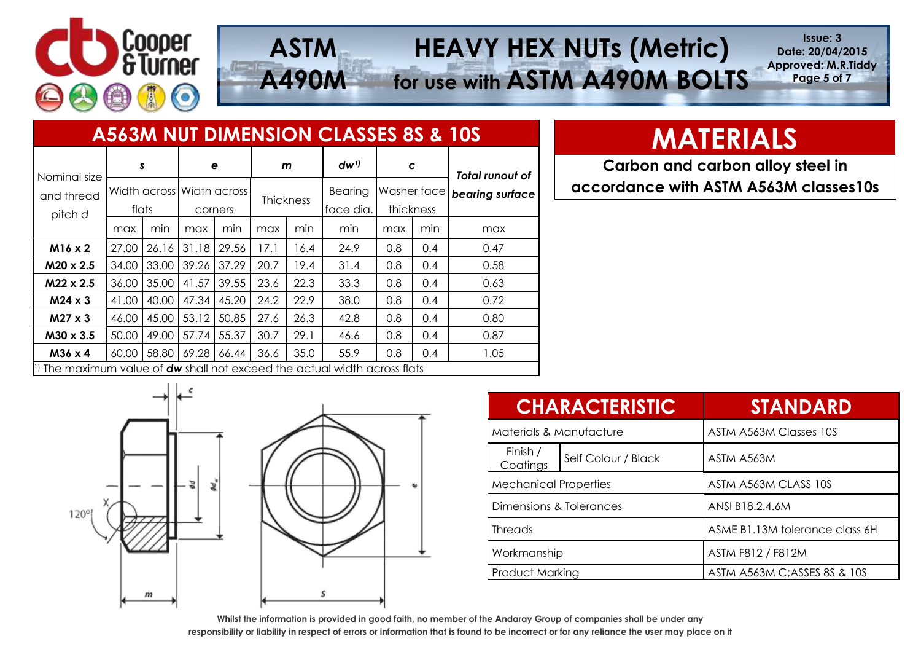# ASTM A490M HEAVY HEX NUTs (Metric) for use with ASTM A490M BOLTS

Issue: 3
Date: 20/04/2015
Approved: M.R.Tiddy

## A563M NUT DIMENSION CLASSES 8S & 10S

| Nominal size and thread pitch *d* | *s* Width across flats | | *e* Width across corners | | *m* Thickness | | *dw*[1] Bearing face dia. | *c* Washer face thickness | | *Total runout of bearing surface* |
|---|---|---|---|---|---|---|---|---|---|---|
| | max | min | max | min | max | min | min | max | min | max |
| **M16 x 2** | 27.00 | 26.16 | 31.18 | 29.56 | 17.1 | 16.4 | 24.9 | 0.8 | 0.4 | 0.47 |
| **M20 x 2.5** | 34.00 | 33.00 | 39.26 | 37.29 | 20.7 | 19.4 | 31.4 | 0.8 | 0.4 | 0.58 |
| **M22 x 2.5** | 36.00 | 35.00 | 41.57 | 39.55 | 23.6 | 22.3 | 33.3 | 0.8 | 0.4 | 0.63 |
| **M24 x 3** | 41.00 | 40.00 | 47.34 | 45.20 | 24.2 | 22.9 | 38.0 | 0.8 | 0.4 | 0.72 |
| **M27 x 3** | 46.00 | 45.00 | 53.12 | 50.85 | 27.6 | 26.3 | 42.8 | 0.8 | 0.4 | 0.80 |
| **M30 x 3.5** | 50.00 | 49.00 | 57.74 | 55.37 | 30.7 | 29.1 | 46.6 | 0.8 | 0.4 | 0.87 |
| **M36 x 4** | 60.00 | 58.80 | 69.28 | 66.44 | 36.6 | 35.0 | 55.9 | 0.8 | 0.4 | 1.05 |

[1] The maximum value of ***dw*** shall not exceed the actual width across flats

## MATERIALS

**Carbon and carbon alloy steel in accordance with ASTM A563M classes10s**

| CHARACTERISTIC | | STANDARD |
|---|---|---|
| Materials & Manufacture | | ASTM A563M Classes 10S |
| Finish / Coatings | Self Colour / Black | ASTM A563M |
| Mechanical Properties | | ASTM A563M CLASS 10S |
| Dimensions & Tolerances | | ANSI B18.2.4.6M |
| Threads | | ASME B1.13M tolerance class 6H |
| Workmanship | | ASTM F812 / F812M |
| Product Marking | | ASTM A563M C;ASSES 8S & 10S |

**Whilst the information is provided in good faith, no member of the Andaray Group of companies shall be under any responsibility or liability in respect of errors or information that is found to be incorrect or for any reliance the user may place on it**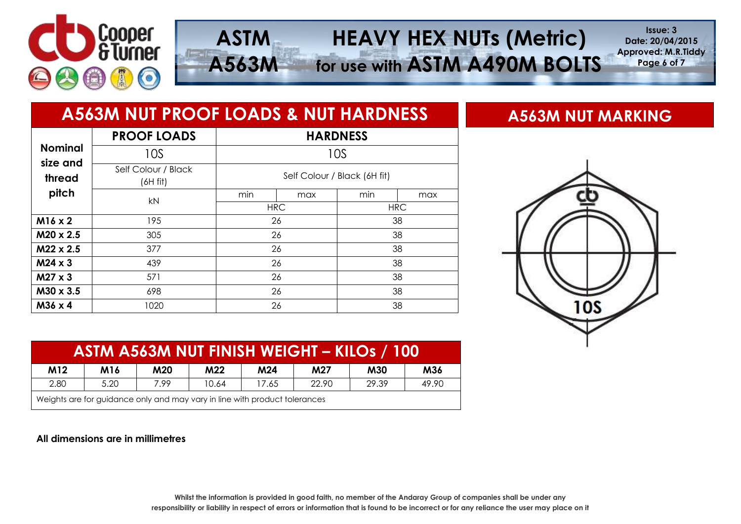## A563M NUT PROOF LOADS & NUT HARDNESS

| Nominal size and thread pitch | PROOF LOADS | HARDNESS | | | |
|---|---|---|---|---|---|
| | 10S | 10S | | | |
| | Self Colour / Black (6H fit) | Self Colour / Black (6H fit) | | | |
| | kN | min | max | min | max |
| | | HRC | | HRC | |
| **M16 x 2** | 195 | 26 | | 38 | |
| **M20 x 2.5** | 305 | 26 | | 38 | |
| **M22 x 2.5** | 377 | 26 | | 38 | |
| **M24 x 3** | 439 | 26 | | 38 | |
| **M27 x 3** | 571 | 26 | | 38 | |
| **M30 x 3.5** | 698 | 26 | | 38 | |
| **M36 x 4** | 1020 | 26 | | 38 | |

## A563M NUT MARKING

10S

## ASTM A563M NUT FINISH WEIGHT – KILOs / 100

| M12 | M16 | M20 | M22 | M24 | M27 | M30 | M36 |
|---|---|---|---|---|---|---|---|
| 2.80 | 5.20 | 7.99 | 10.64 | 17.65 | 22.90 | 29.39 | 49.90 |

Weights are for guidance only and may vary in line with product tolerances

**All dimensions are in millimetres**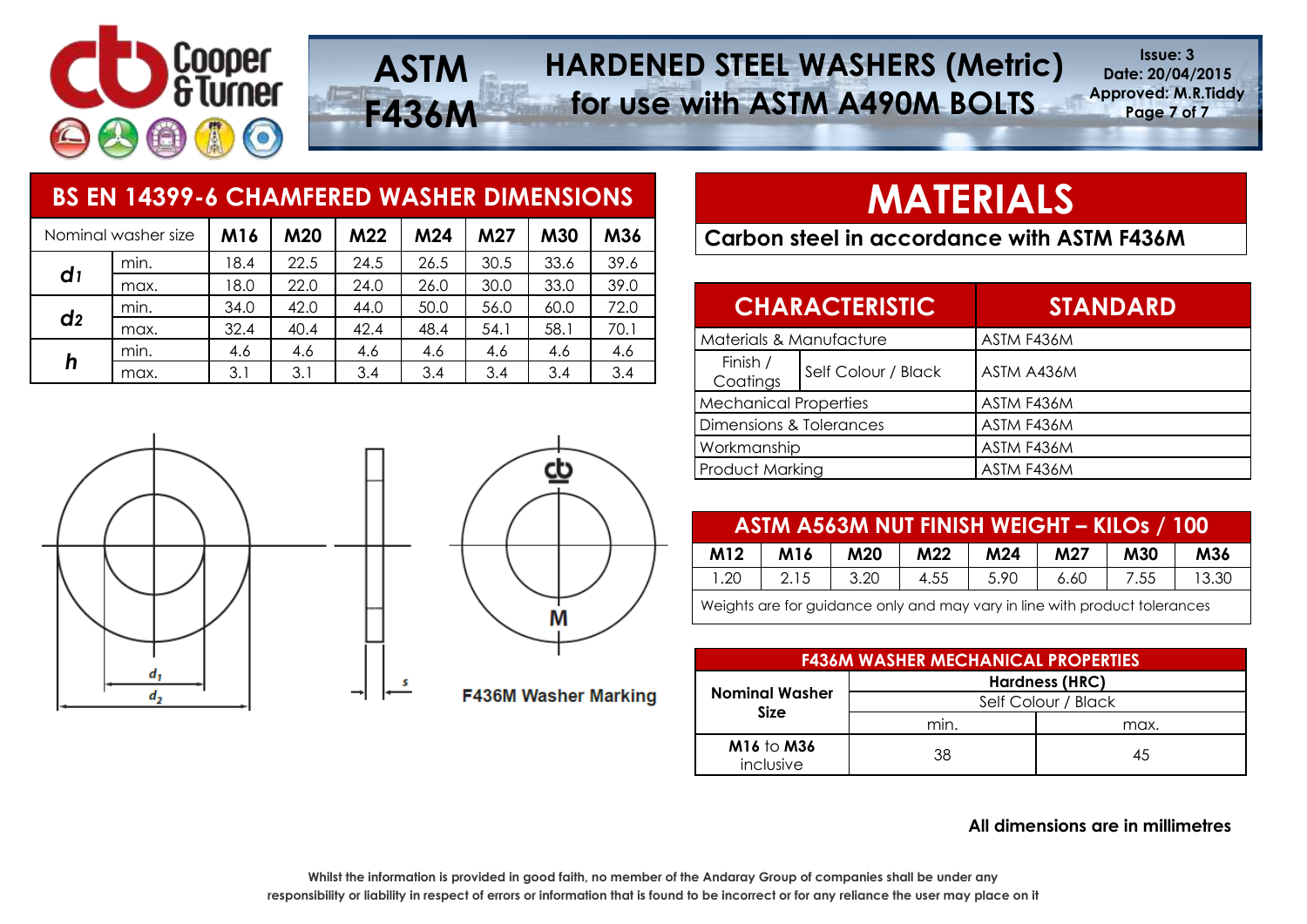# ASTM F436M

## HARDENED STEEL WASHERS (Metric) for use with ASTM A490M BOLTS

Issue: 3
Date: 20/04/2015
Approved: M.R.Tiddy

## BS EN 14399-6 CHAMFERED WASHER DIMENSIONS

| Nominal washer size | | M16 | M20 | M22 | M24 | M27 | M30 | M36 |
|---|---|---|---|---|---|---|---|---|
| $d_1$ | min. | 18.4 | 22.5 | 24.5 | 26.5 | 30.5 | 33.6 | 39.6 |
| | max. | 18.0 | 22.0 | 24.0 | 26.0 | 30.0 | 33.0 | 39.0 |
| $d_2$ | min. | 34.0 | 42.0 | 44.0 | 50.0 | 56.0 | 60.0 | 72.0 |
| | max. | 32.4 | 40.4 | 42.4 | 48.4 | 54.1 | 58.1 | 70.1 |
| $h$ | min. | 4.6 | 4.6 | 4.6 | 4.6 | 4.6 | 4.6 | 4.6 |
| | max. | 3.1 | 3.1 | 3.4 | 3.4 | 3.4 | 3.4 | 3.4 |

$d_1$
$d_2$
s

M

F436M Washer Marking

## MATERIALS

**Carbon steel in accordance with ASTM F436M**

| CHARACTERISTIC | | STANDARD |
|---|---|---|
| Materials & Manufacture | | ASTM F436M |
| Finish / Coatings | Self Colour / Black | ASTM A436M |
| Mechanical Properties | | ASTM F436M |
| Dimensions & Tolerances | | ASTM F436M |
| Workmanship | | ASTM F436M |
| Product Marking | | ASTM F436M |

## ASTM A563M NUT FINISH WEIGHT – KILOs / 100

| M12 | M16 | M20 | M22 | M24 | M27 | M30 | M36 |
|---|---|---|---|---|---|---|---|
| 1.20 | 2.15 | 3.20 | 4.55 | 5.90 | 6.60 | 7.55 | 13.30 |

Weights are for guidance only and may vary in line with product tolerances

## F436M WASHER MECHANICAL PROPERTIES

| Nominal Washer Size | Hardness (HRC) | |
|---|---|---|
| | Self Colour / Black | |
| | min. | max. |
| **M16** to **M36** inclusive | 38 | 45 |

**All dimensions are in millimetres**

**Whilst the information is provided in good faith, no member of the Andaray Group of companies shall be under any responsibility or liability in respect of errors or information that is found to be incorrect or for any reliance the user may place on it**